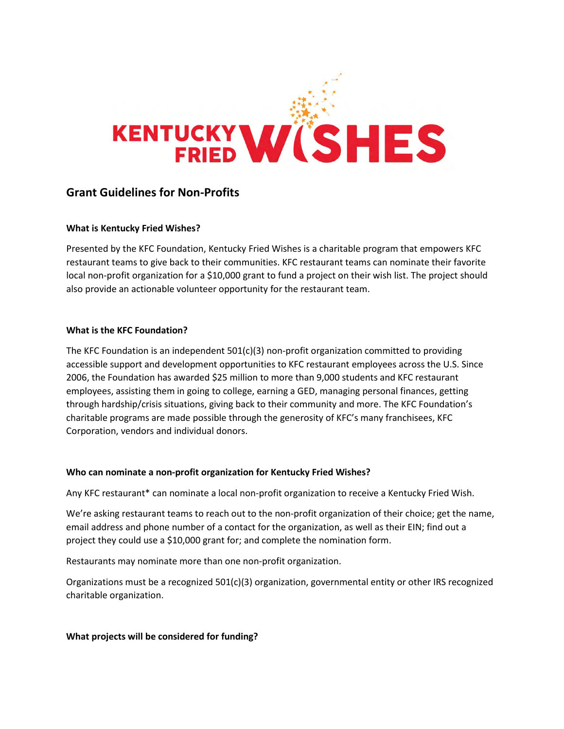# KENTUCKY FRIED WISHES

## Grant Guidelines for Non-Profits

**What is Kentucky Fried Wishes?**

Presented by the KFC Foundation, Kentucky Fried Wishes is a charitable program that empowers KFC restaurant teams to give back to their communities. KFC restaurant teams can nominate their favorite local non-profit organization for a $10,000 grant to fund a project on their wish list. The project should also provide an actionable volunteer opportunity for the restaurant team.

**What is the KFC Foundation?**

The KFC Foundation is an independent 501(c)(3) non-profit organization committed to providing accessible support and development opportunities to KFC restaurant employees across the U.S. Since 2006, the Foundation has awarded $25 million to more than 9,000 students and KFC restaurant employees, assisting them in going to college, earning a GED, managing personal finances, getting through hardship/crisis situations, giving back to their community and more. The KFC Foundation's charitable programs are made possible through the generosity of KFC's many franchisees, KFC Corporation, vendors and individual donors.

**Who can nominate a non-profit organization for Kentucky Fried Wishes?**

Any KFC restaurant* can nominate a local non-profit organization to receive a Kentucky Fried Wish.

We're asking restaurant teams to reach out to the non-profit organization of their choice; get the name, email address and phone number of a contact for the organization, as well as their EIN; find out a project they could use a $10,000 grant for; and complete the nomination form.

Restaurants may nominate more than one non-profit organization.

Organizations must be a recognized 501(c)(3) organization, governmental entity or other IRS recognized charitable organization.

**What projects will be considered for funding?**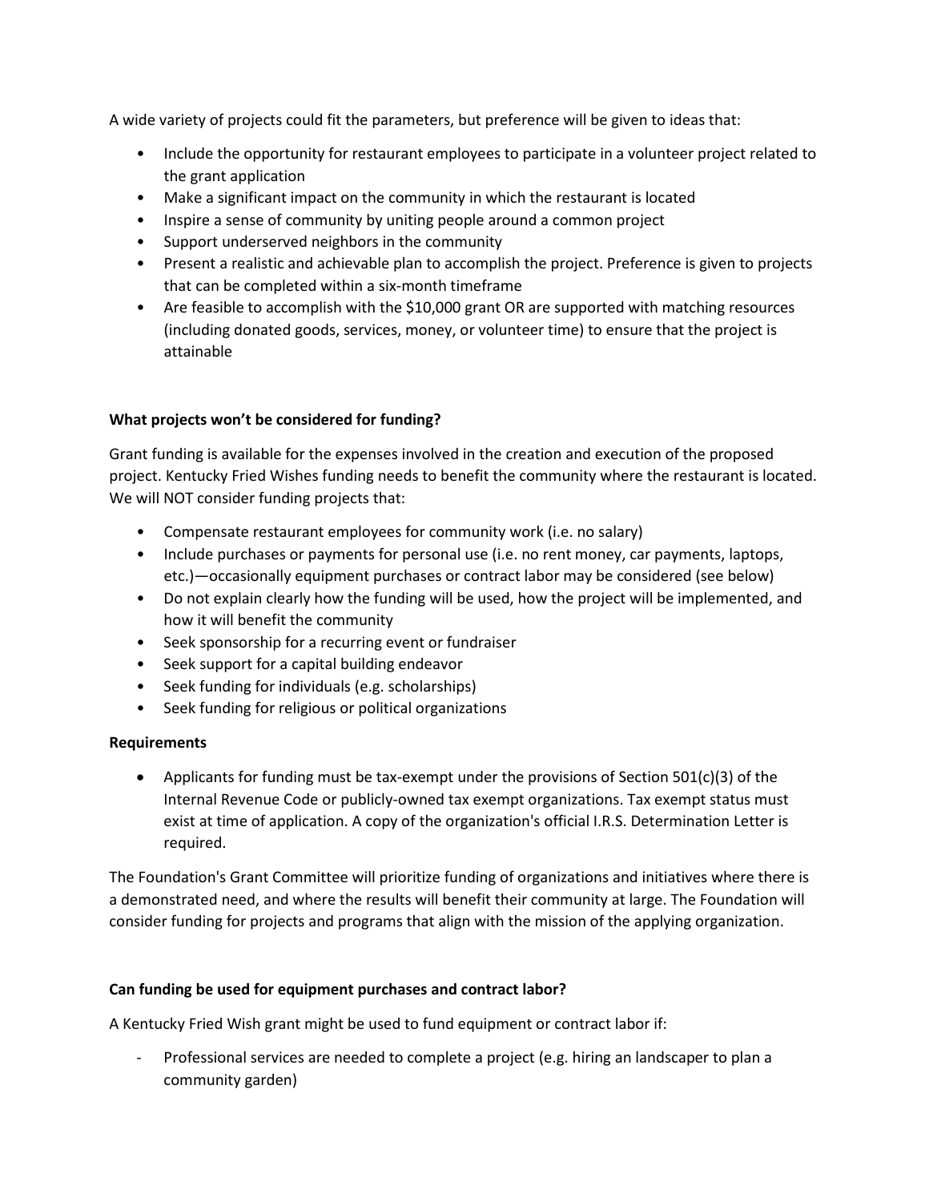A wide variety of projects could fit the parameters, but preference will be given to ideas that:

- Include the opportunity for restaurant employees to participate in a volunteer project related to the grant application
- Make a significant impact on the community in which the restaurant is located
- Inspire a sense of community by uniting people around a common project
- Support underserved neighbors in the community
- Present a realistic and achievable plan to accomplish the project. Preference is given to projects that can be completed within a six-month timeframe
- Are feasible to accomplish with the $10,000 grant OR are supported with matching resources (including donated goods, services, money, or volunteer time) to ensure that the project is attainable

**What projects won't be considered for funding?**

Grant funding is available for the expenses involved in the creation and execution of the proposed project. Kentucky Fried Wishes funding needs to benefit the community where the restaurant is located. We will NOT consider funding projects that:

- Compensate restaurant employees for community work (i.e. no salary)
- Include purchases or payments for personal use (i.e. no rent money, car payments, laptops, etc.)—occasionally equipment purchases or contract labor may be considered (see below)
- Do not explain clearly how the funding will be used, how the project will be implemented, and how it will benefit the community
- Seek sponsorship for a recurring event or fundraiser
- Seek support for a capital building endeavor
- Seek funding for individuals (e.g. scholarships)
- Seek funding for religious or political organizations

**Requirements**

- Applicants for funding must be tax-exempt under the provisions of Section 501(c)(3) of the Internal Revenue Code or publicly-owned tax exempt organizations. Tax exempt status must exist at time of application. A copy of the organization's official I.R.S. Determination Letter is required.

The Foundation's Grant Committee will prioritize funding of organizations and initiatives where there is a demonstrated need, and where the results will benefit their community at large. The Foundation will consider funding for projects and programs that align with the mission of the applying organization.

**Can funding be used for equipment purchases and contract labor?**

A Kentucky Fried Wish grant might be used to fund equipment or contract labor if:

- Professional services are needed to complete a project (e.g. hiring an landscaper to plan a community garden)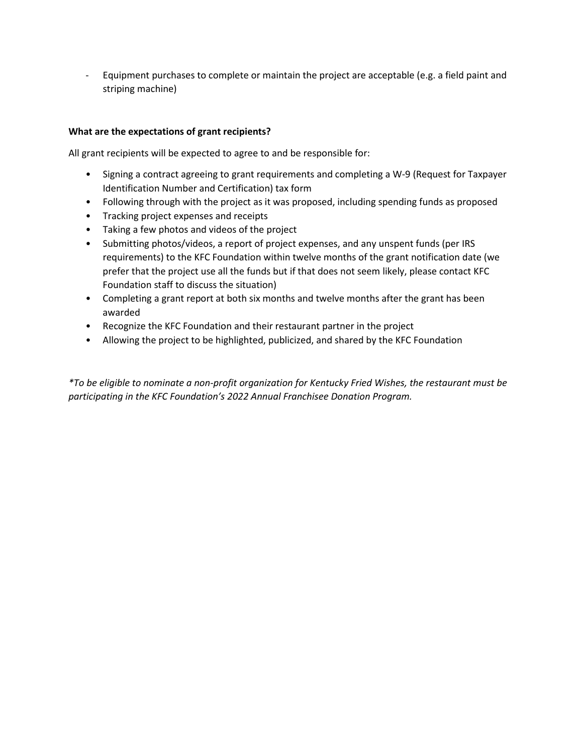- Equipment purchases to complete or maintain the project are acceptable (e.g. a field paint and striping machine)

**What are the expectations of grant recipients?**

All grant recipients will be expected to agree to and be responsible for:

- Signing a contract agreeing to grant requirements and completing a W-9 (Request for Taxpayer Identification Number and Certification) tax form
- Following through with the project as it was proposed, including spending funds as proposed
- Tracking project expenses and receipts
- Taking a few photos and videos of the project
- Submitting photos/videos, a report of project expenses, and any unspent funds (per IRS requirements) to the KFC Foundation within twelve months of the grant notification date (we prefer that the project use all the funds but if that does not seem likely, please contact KFC Foundation staff to discuss the situation)
- Completing a grant report at both six months and twelve months after the grant has been awarded
- Recognize the KFC Foundation and their restaurant partner in the project
- Allowing the project to be highlighted, publicized, and shared by the KFC Foundation

*\*To be eligible to nominate a non-profit organization for Kentucky Fried Wishes, the restaurant must be participating in the KFC Foundation's 2022 Annual Franchisee Donation Program.*